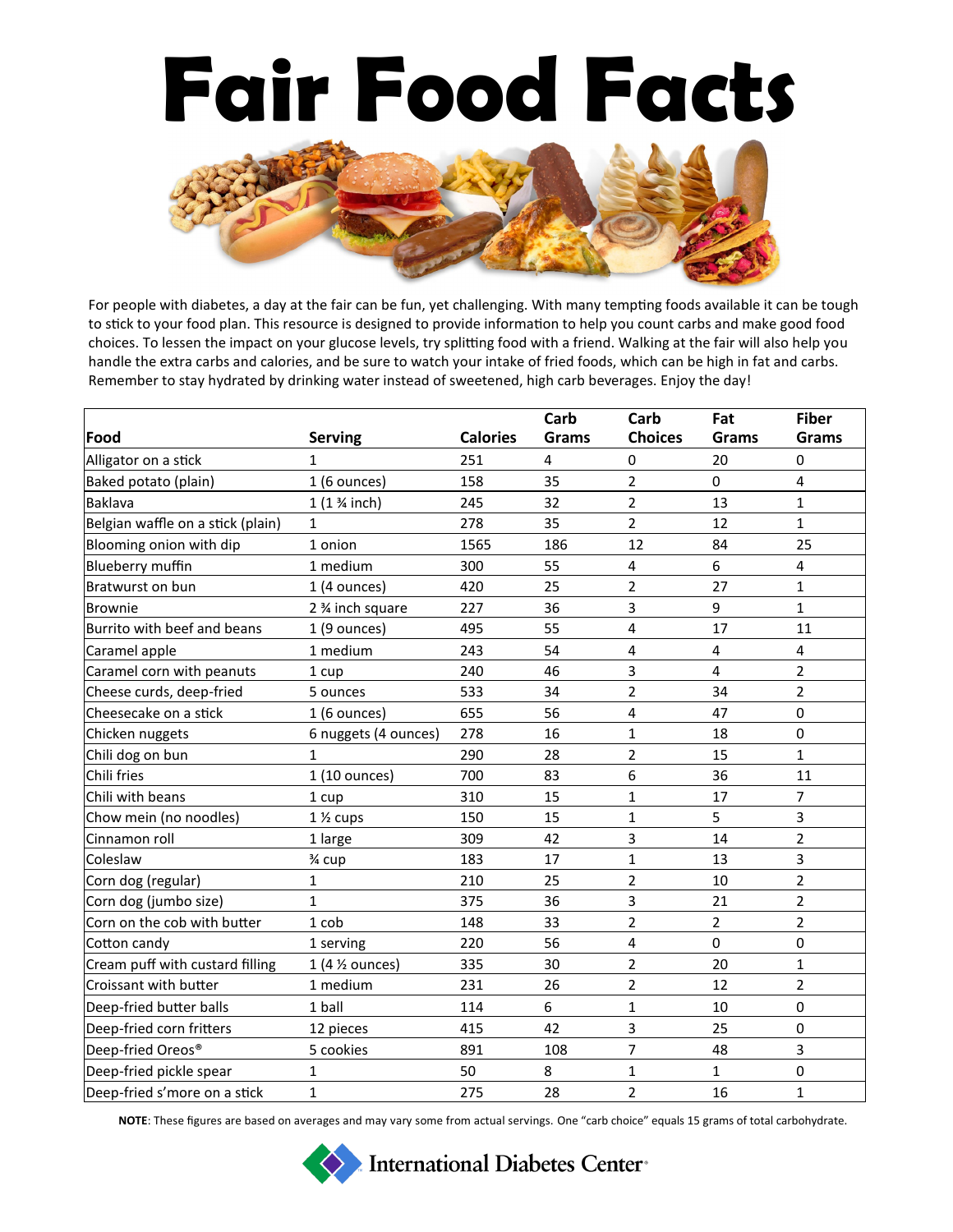# Fair Food Facts

For people with diabetes, a day at the fair can be fun, yet challenging. With many tempting foods available it can be tough to stick to your food plan. This resource is designed to provide information to help you count carbs and make good food choices. To lessen the impact on your glucose levels, try splitting food with a friend. Walking at the fair will also help you handle the extra carbs and calories, and be sure to watch your intake of fried foods, which can be high in fat and carbs. Remember to stay hydrated by drinking water instead of sweetened, high carb beverages. Enjoy the day!

| Food | Serving | Calories | Carb Grams | Carb Choices | Fat Grams | Fiber Grams |
|---|---|---|---|---|---|---|
| Alligator on a stick | 1 | 251 | 4 | 0 | 20 | 0 |
| Baked potato (plain) | 1 (6 ounces) | 158 | 35 | 2 | 0 | 4 |
| Baklava | 1 (1 ¾ inch) | 245 | 32 | 2 | 13 | 1 |
| Belgian waffle on a stick (plain) | 1 | 278 | 35 | 2 | 12 | 1 |
| Blooming onion with dip | 1 onion | 1565 | 186 | 12 | 84 | 25 |
| Blueberry muffin | 1 medium | 300 | 55 | 4 | 6 | 4 |
| Bratwurst on bun | 1 (4 ounces) | 420 | 25 | 2 | 27 | 1 |
| Brownie | 2 ¾ inch square | 227 | 36 | 3 | 9 | 1 |
| Burrito with beef and beans | 1 (9 ounces) | 495 | 55 | 4 | 17 | 11 |
| Caramel apple | 1 medium | 243 | 54 | 4 | 4 | 4 |
| Caramel corn with peanuts | 1 cup | 240 | 46 | 3 | 4 | 2 |
| Cheese curds, deep-fried | 5 ounces | 533 | 34 | 2 | 34 | 2 |
| Cheesecake on a stick | 1 (6 ounces) | 655 | 56 | 4 | 47 | 0 |
| Chicken nuggets | 6 nuggets (4 ounces) | 278 | 16 | 1 | 18 | 0 |
| Chili dog on bun | 1 | 290 | 28 | 2 | 15 | 1 |
| Chili fries | 1 (10 ounces) | 700 | 83 | 6 | 36 | 11 |
| Chili with beans | 1 cup | 310 | 15 | 1 | 17 | 7 |
| Chow mein (no noodles) | 1 ½ cups | 150 | 15 | 1 | 5 | 3 |
| Cinnamon roll | 1 large | 309 | 42 | 3 | 14 | 2 |
| Coleslaw | ¾ cup | 183 | 17 | 1 | 13 | 3 |
| Corn dog (regular) | 1 | 210 | 25 | 2 | 10 | 2 |
| Corn dog (jumbo size) | 1 | 375 | 36 | 3 | 21 | 2 |
| Corn on the cob with butter | 1 cob | 148 | 33 | 2 | 2 | 2 |
| Cotton candy | 1 serving | 220 | 56 | 4 | 0 | 0 |
| Cream puff with custard filling | 1 (4 ½ ounces) | 335 | 30 | 2 | 20 | 1 |
| Croissant with butter | 1 medium | 231 | 26 | 2 | 12 | 2 |
| Deep-fried butter balls | 1 ball | 114 | 6 | 1 | 10 | 0 |
| Deep-fried corn fritters | 12 pieces | 415 | 42 | 3 | 25 | 0 |
| Deep-fried Oreos® | 5 cookies | 891 | 108 | 7 | 48 | 3 |
| Deep-fried pickle spear | 1 | 50 | 8 | 1 | 1 | 0 |
| Deep-fried s'more on a stick | 1 | 275 | 28 | 2 | 16 | 1 |

**NOTE**: These figures are based on averages and may vary some from actual servings. One "carb choice" equals 15 grams of total carbohydrate.

International Diabetes Center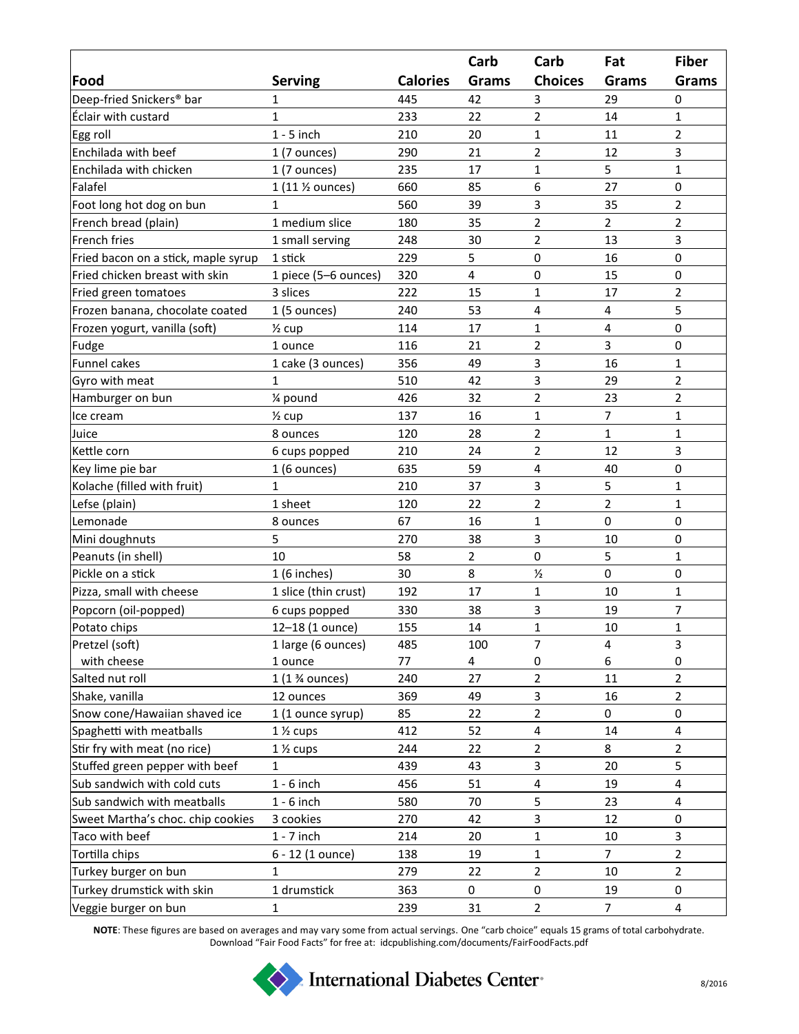| Food | Serving | Calories | Carb Grams | Carb Choices | Fat Grams | Fiber Grams |
|---|---|---|---|---|---|---|
| Deep-fried Snickers® bar | 1 | 445 | 42 | 3 | 29 | 0 |
| Éclair with custard | 1 | 233 | 22 | 2 | 14 | 1 |
| Egg roll | 1 - 5 inch | 210 | 20 | 1 | 11 | 2 |
| Enchilada with beef | 1 (7 ounces) | 290 | 21 | 2 | 12 | 3 |
| Enchilada with chicken | 1 (7 ounces) | 235 | 17 | 1 | 5 | 1 |
| Falafel | 1 (11 ½ ounces) | 660 | 85 | 6 | 27 | 0 |
| Foot long hot dog on bun | 1 | 560 | 39 | 3 | 35 | 2 |
| French bread (plain) | 1 medium slice | 180 | 35 | 2 | 2 | 2 |
| French fries | 1 small serving | 248 | 30 | 2 | 13 | 3 |
| Fried bacon on a stick, maple syrup | 1 stick | 229 | 5 | 0 | 16 | 0 |
| Fried chicken breast with skin | 1 piece (5–6 ounces) | 320 | 4 | 0 | 15 | 0 |
| Fried green tomatoes | 3 slices | 222 | 15 | 1 | 17 | 2 |
| Frozen banana, chocolate coated | 1 (5 ounces) | 240 | 53 | 4 | 4 | 5 |
| Frozen yogurt, vanilla (soft) | ½ cup | 114 | 17 | 1 | 4 | 0 |
| Fudge | 1 ounce | 116 | 21 | 2 | 3 | 0 |
| Funnel cakes | 1 cake (3 ounces) | 356 | 49 | 3 | 16 | 1 |
| Gyro with meat | 1 | 510 | 42 | 3 | 29 | 2 |
| Hamburger on bun | ¼ pound | 426 | 32 | 2 | 23 | 2 |
| Ice cream | ½ cup | 137 | 16 | 1 | 7 | 1 |
| Juice | 8 ounces | 120 | 28 | 2 | 1 | 1 |
| Kettle corn | 6 cups popped | 210 | 24 | 2 | 12 | 3 |
| Key lime pie bar | 1 (6 ounces) | 635 | 59 | 4 | 40 | 0 |
| Kolache (filled with fruit) | 1 | 210 | 37 | 3 | 5 | 1 |
| Lefse (plain) | 1 sheet | 120 | 22 | 2 | 2 | 1 |
| Lemonade | 8 ounces | 67 | 16 | 1 | 0 | 0 |
| Mini doughnuts | 5 | 270 | 38 | 3 | 10 | 0 |
| Peanuts (in shell) | 10 | 58 | 2 | 0 | 5 | 1 |
| Pickle on a stick | 1 (6 inches) | 30 | 8 | ½ | 0 | 0 |
| Pizza, small with cheese | 1 slice (thin crust) | 192 | 17 | 1 | 10 | 1 |
| Popcorn (oil-popped) | 6 cups popped | 330 | 38 | 3 | 19 | 7 |
| Potato chips | 12–18 (1 ounce) | 155 | 14 | 1 | 10 | 1 |
| Pretzel (soft) | 1 large (6 ounces) | 485 | 100 | 7 | 4 | 3 |
| with cheese | 1 ounce | 77 | 4 | 0 | 6 | 0 |
| Salted nut roll | 1 (1 ¾ ounces) | 240 | 27 | 2 | 11 | 2 |
| Shake, vanilla | 12 ounces | 369 | 49 | 3 | 16 | 2 |
| Snow cone/Hawaiian shaved ice | 1 (1 ounce syrup) | 85 | 22 | 2 | 0 | 0 |
| Spaghetti with meatballs | 1 ½ cups | 412 | 52 | 4 | 14 | 4 |
| Stir fry with meat (no rice) | 1 ½ cups | 244 | 22 | 2 | 8 | 2 |
| Stuffed green pepper with beef | 1 | 439 | 43 | 3 | 20 | 5 |
| Sub sandwich with cold cuts | 1 - 6 inch | 456 | 51 | 4 | 19 | 4 |
| Sub sandwich with meatballs | 1 - 6 inch | 580 | 70 | 5 | 23 | 4 |
| Sweet Martha's choc. chip cookies | 3 cookies | 270 | 42 | 3 | 12 | 0 |
| Taco with beef | 1 - 7 inch | 214 | 20 | 1 | 10 | 3 |
| Tortilla chips | 6 - 12 (1 ounce) | 138 | 19 | 1 | 7 | 2 |
| Turkey burger on bun | 1 | 279 | 22 | 2 | 10 | 2 |
| Turkey drumstick with skin | 1 drumstick | 363 | 0 | 0 | 19 | 0 |
| Veggie burger on bun | 1 | 239 | 31 | 2 | 7 | 4 |

**NOTE**: These figures are based on averages and may vary some from actual servings. One "carb choice" equals 15 grams of total carbohydrate.
Download "Fair Food Facts" for free at: idcpublishing.com/documents/FairFoodFacts.pdf

International Diabetes Center

8/2016